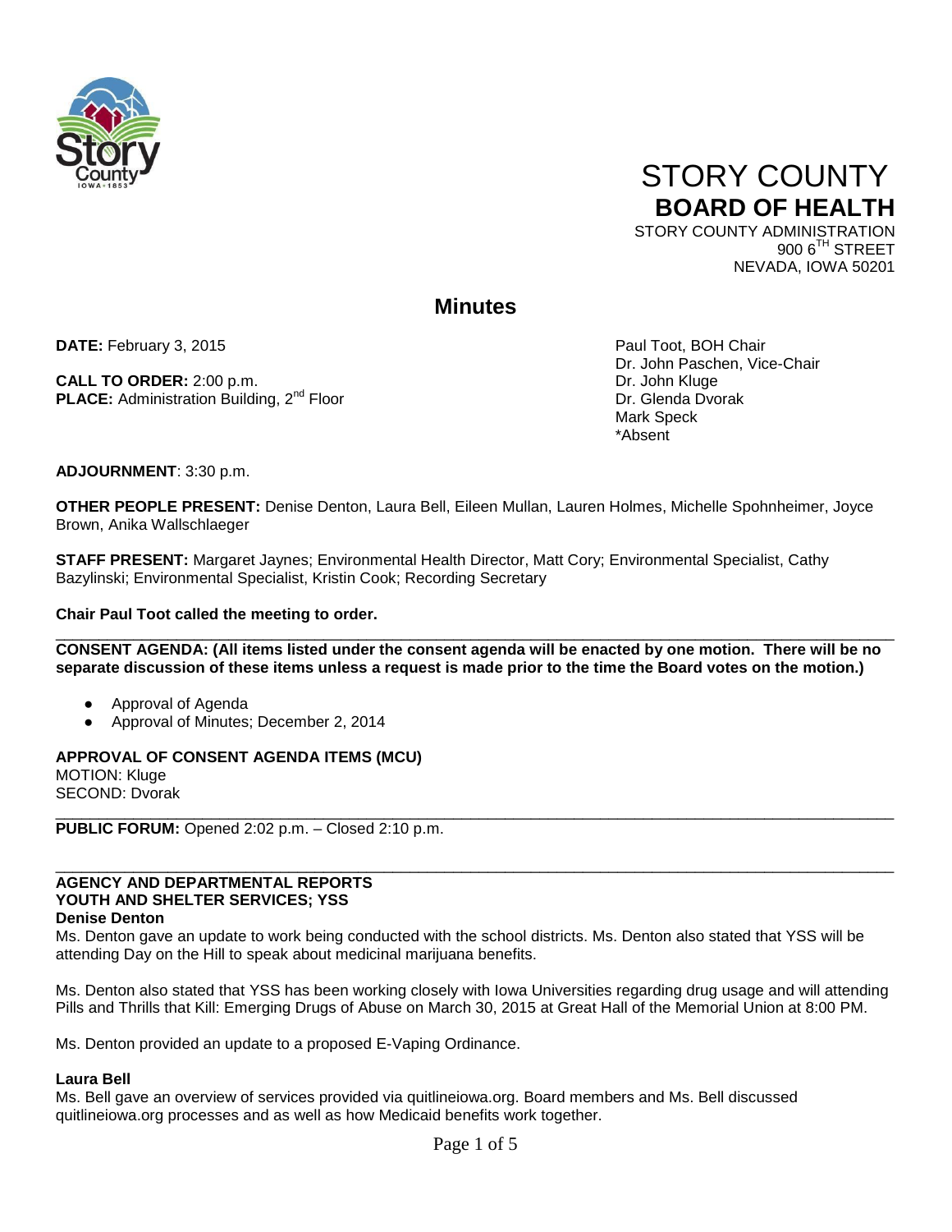# STORY COUNTY
## BOARD OF HEALTH

STORY COUNTY ADMINISTRATION
900 6TH STREET
NEVADA, IOWA 50201

## Minutes

**DATE:** February 3, 2015

**CALL TO ORDER:** 2:00 p.m.
**PLACE:** Administration Building, 2nd Floor

Paul Toot, BOH Chair
Dr. John Paschen, Vice-Chair
Dr. John Kluge
Dr. Glenda Dvorak
Mark Speck
*Absent

**ADJOURNMENT**: 3:30 p.m.

**OTHER PEOPLE PRESENT:** Denise Denton, Laura Bell, Eileen Mullan, Lauren Holmes, Michelle Spohnheimer, Joyce Brown, Anika Wallschlaeger

**STAFF PRESENT:** Margaret Jaynes; Environmental Health Director, Matt Cory; Environmental Specialist, Cathy Bazylinski; Environmental Specialist, Kristin Cook; Recording Secretary

**Chair Paul Toot called the meeting to order.**

---

**CONSENT AGENDA: (All items listed under the consent agenda will be enacted by one motion. There will be no separate discussion of these items unless a request is made prior to the time the Board votes on the motion.)**

- Approval of Agenda
- Approval of Minutes; December 2, 2014

**APPROVAL OF CONSENT AGENDA ITEMS (MCU)**
MOTION: Kluge
SECOND: Dvorak

---

**PUBLIC FORUM:** Opened 2:02 p.m. – Closed 2:10 p.m.

---

**AGENCY AND DEPARTMENTAL REPORTS**
**YOUTH AND SHELTER SERVICES; YSS**
**Denise Denton**

Ms. Denton gave an update to work being conducted with the school districts. Ms. Denton also stated that YSS will be attending Day on the Hill to speak about medicinal marijuana benefits.

Ms. Denton also stated that YSS has been working closely with Iowa Universities regarding drug usage and will attending Pills and Thrills that Kill: Emerging Drugs of Abuse on March 30, 2015 at Great Hall of the Memorial Union at 8:00 PM.

Ms. Denton provided an update to a proposed E-Vaping Ordinance.

**Laura Bell**

Ms. Bell gave an overview of services provided via quitlineiowa.org. Board members and Ms. Bell discussed quitlineiowa.org processes and as well as how Medicaid benefits work together.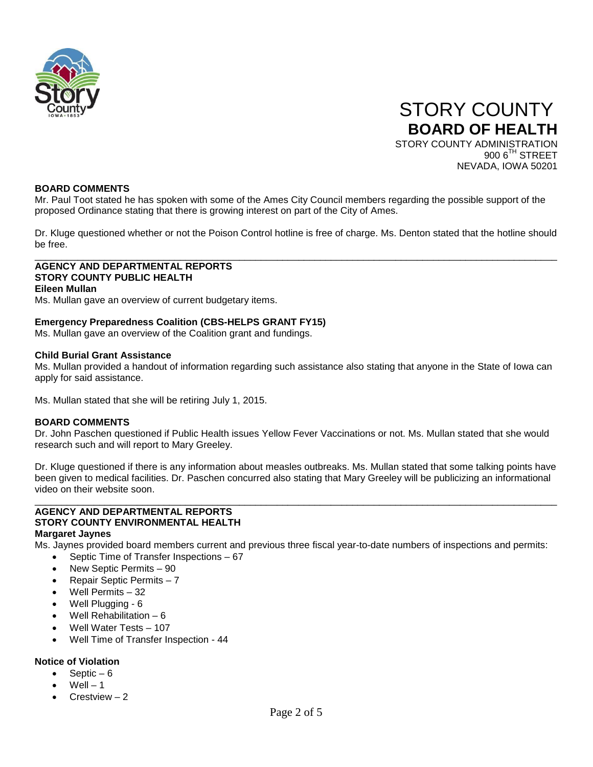# STORY COUNTY
## BOARD OF HEALTH

STORY COUNTY ADMINISTRATION
900 6TH STREET
NEVADA, IOWA 50201

**BOARD COMMENTS**

Mr. Paul Toot stated he has spoken with some of the Ames City Council members regarding the possible support of the proposed Ordinance stating that there is growing interest on part of the City of Ames.

Dr. Kluge questioned whether or not the Poison Control hotline is free of charge. Ms. Denton stated that the hotline should be free.

---

**AGENCY AND DEPARTMENTAL REPORTS**
**STORY COUNTY PUBLIC HEALTH**
**Eileen Mullan**

Ms. Mullan gave an overview of current budgetary items.

**Emergency Preparedness Coalition (CBS-HELPS GRANT FY15)**

Ms. Mullan gave an overview of the Coalition grant and fundings.

**Child Burial Grant Assistance**

Ms. Mullan provided a handout of information regarding such assistance also stating that anyone in the State of Iowa can apply for said assistance.

Ms. Mullan stated that she will be retiring July 1, 2015.

**BOARD COMMENTS**

Dr. John Paschen questioned if Public Health issues Yellow Fever Vaccinations or not. Ms. Mullan stated that she would research such and will report to Mary Greeley.

Dr. Kluge questioned if there is any information about measles outbreaks. Ms. Mullan stated that some talking points have been given to medical facilities. Dr. Paschen concurred also stating that Mary Greeley will be publicizing an informational video on their website soon.

---

**AGENCY AND DEPARTMENTAL REPORTS**
**STORY COUNTY ENVIRONMENTAL HEALTH**
**Margaret Jaynes**

Ms. Jaynes provided board members current and previous three fiscal year-to-date numbers of inspections and permits:

- Septic Time of Transfer Inspections – 67
- New Septic Permits – 90
- Repair Septic Permits – 7
- Well Permits – 32
- Well Plugging - 6
- Well Rehabilitation – 6
- Well Water Tests – 107
- Well Time of Transfer Inspection - 44

**Notice of Violation**

- Septic – 6
- Well – 1
- Crestview – 2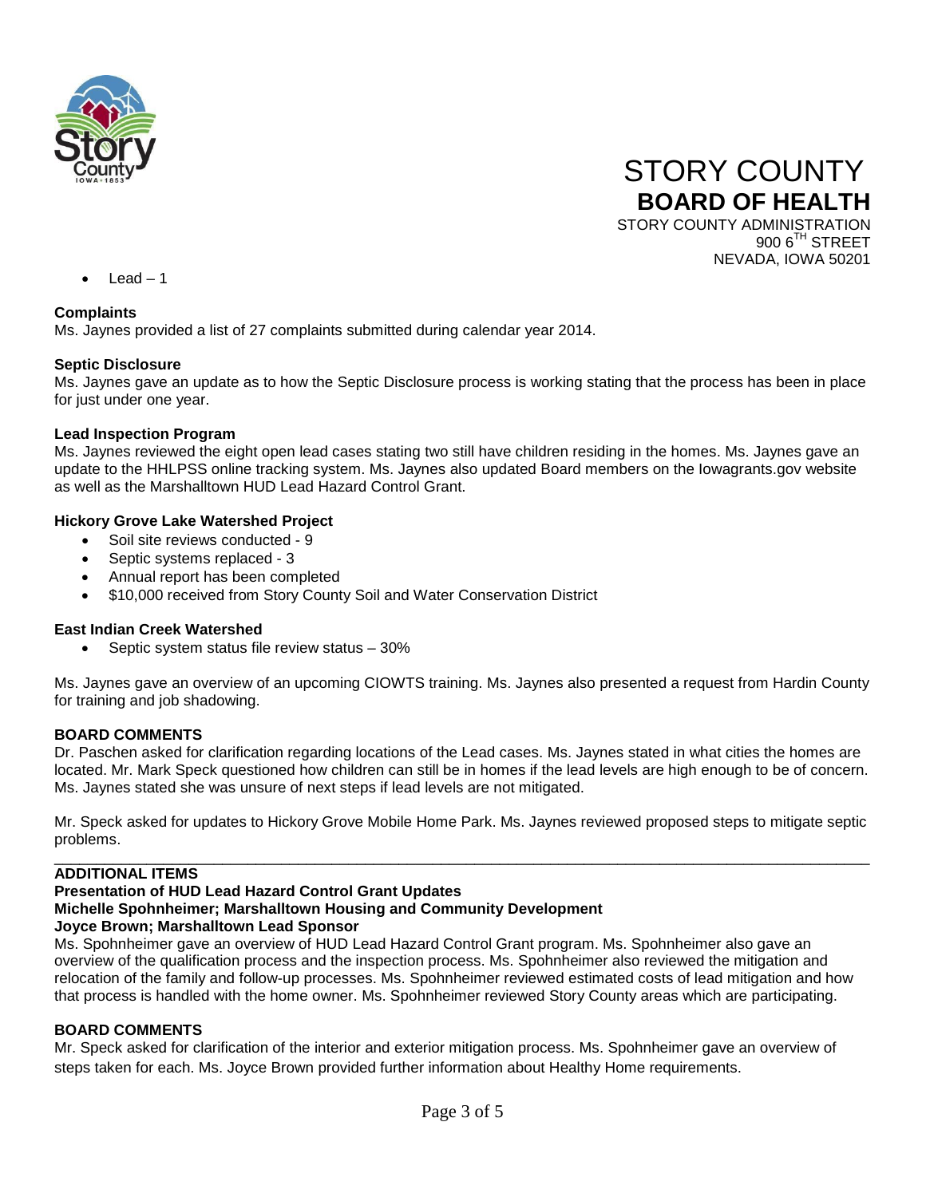- Lead – 1

**Complaints**
Ms. Jaynes provided a list of 27 complaints submitted during calendar year 2014.

**Septic Disclosure**
Ms. Jaynes gave an update as to how the Septic Disclosure process is working stating that the process has been in place for just under one year.

**Lead Inspection Program**
Ms. Jaynes reviewed the eight open lead cases stating two still have children residing in the homes. Ms. Jaynes gave an update to the HHLPSS online tracking system. Ms. Jaynes also updated Board members on the Iowagrants.gov website as well as the Marshalltown HUD Lead Hazard Control Grant.

**Hickory Grove Lake Watershed Project**
- Soil site reviews conducted - 9
- Septic systems replaced - 3
- Annual report has been completed
- $10,000 received from Story County Soil and Water Conservation District

**East Indian Creek Watershed**
- Septic system status file review status – 30%

Ms. Jaynes gave an overview of an upcoming CIOWTS training. Ms. Jaynes also presented a request from Hardin County for training and job shadowing.

**BOARD COMMENTS**
Dr. Paschen asked for clarification regarding locations of the Lead cases. Ms. Jaynes stated in what cities the homes are located. Mr. Mark Speck questioned how children can still be in homes if the lead levels are high enough to be of concern. Ms. Jaynes stated she was unsure of next steps if lead levels are not mitigated.

Mr. Speck asked for updates to Hickory Grove Mobile Home Park. Ms. Jaynes reviewed proposed steps to mitigate septic problems.

---

**ADDITIONAL ITEMS**
**Presentation of HUD Lead Hazard Control Grant Updates**
**Michelle Spohnheimer; Marshalltown Housing and Community Development**
**Joyce Brown; Marshalltown Lead Sponsor**
Ms. Spohnheimer gave an overview of HUD Lead Hazard Control Grant program. Ms. Spohnheimer also gave an overview of the qualification process and the inspection process. Ms. Spohnheimer also reviewed the mitigation and relocation of the family and follow-up processes. Ms. Spohnheimer reviewed estimated costs of lead mitigation and how that process is handled with the home owner. Ms. Spohnheimer reviewed Story County areas which are participating.

**BOARD COMMENTS**
Mr. Speck asked for clarification of the interior and exterior mitigation process. Ms. Spohnheimer gave an overview of steps taken for each. Ms. Joyce Brown provided further information about Healthy Home requirements.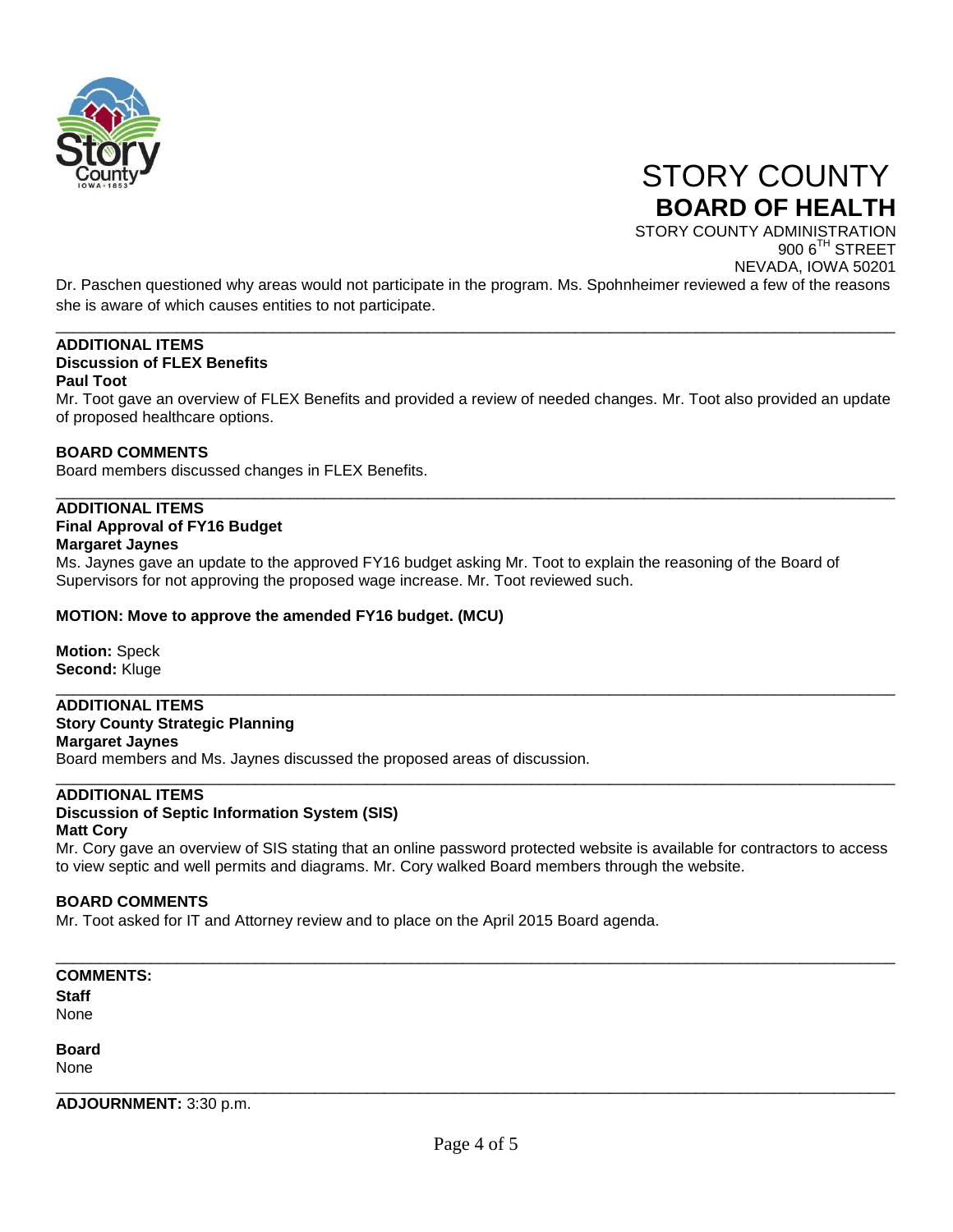Dr. Paschen questioned why areas would not participate in the program. Ms. Spohnheimer reviewed a few of the reasons she is aware of which causes entities to not participate.

---

**ADDITIONAL ITEMS**
**Discussion of FLEX Benefits**
**Paul Toot**

Mr. Toot gave an overview of FLEX Benefits and provided a review of needed changes. Mr. Toot also provided an update of proposed healthcare options.

**BOARD COMMENTS**

Board members discussed changes in FLEX Benefits.

---

**ADDITIONAL ITEMS**
**Final Approval of FY16 Budget**
**Margaret Jaynes**

Ms. Jaynes gave an update to the approved FY16 budget asking Mr. Toot to explain the reasoning of the Board of Supervisors for not approving the proposed wage increase. Mr. Toot reviewed such.

**MOTION: Move to approve the amended FY16 budget. (MCU)**

**Motion:** Speck
**Second:** Kluge

---

**ADDITIONAL ITEMS**
**Story County Strategic Planning**
**Margaret Jaynes**

Board members and Ms. Jaynes discussed the proposed areas of discussion.

---

**ADDITIONAL ITEMS**
**Discussion of Septic Information System (SIS)**
**Matt Cory**

Mr. Cory gave an overview of SIS stating that an online password protected website is available for contractors to access to view septic and well permits and diagrams. Mr. Cory walked Board members through the website.

**BOARD COMMENTS**

Mr. Toot asked for IT and Attorney review and to place on the April 2015 Board agenda.

---

**COMMENTS:**

**Staff**
None

**Board**
None

---

**ADJOURNMENT:** 3:30 p.m.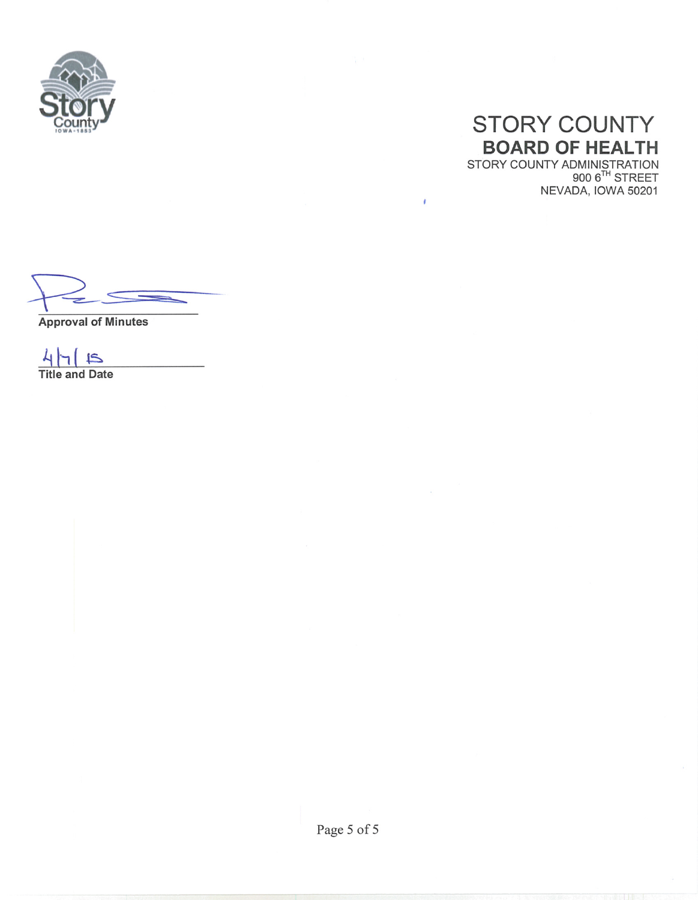# STORY COUNTY
## BOARD OF HEALTH

STORY COUNTY ADMINISTRATION
900 6TH STREET
NEVADA, IOWA 50201

______________________
**Approval of Minutes**

4/7/15
______________________
**Title and Date**